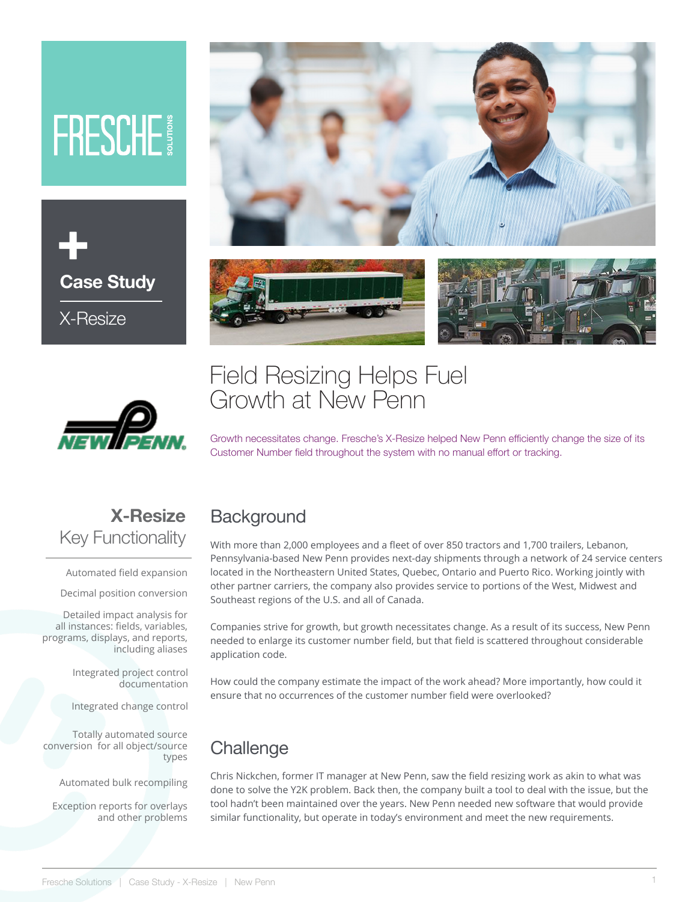FRESCHE SOLUTIONS

**Case Study**

X-Resize

NEW PENN

# Field Resizing Helps Fuel Growth at New Penn

Growth necessitates change. Fresche's X-Resize helped New Penn efficiently change the size of its Customer Number field throughout the system with no manual effort or tracking.

## X-Resize Key Functionality

- Automated field expansion
- Decimal position conversion
- Detailed impact analysis for all instances: fields, variables, programs, displays, and reports, including aliases
- Integrated project control documentation
- Integrated change control
- Totally automated source conversion for all object/source types
- Automated bulk recompiling
- Exception reports for overlays and other problems

## Background

With more than 2,000 employees and a fleet of over 850 tractors and 1,700 trailers, Lebanon, Pennsylvania-based New Penn provides next-day shipments through a network of 24 service centers located in the Northeastern United States, Quebec, Ontario and Puerto Rico. Working jointly with other partner carriers, the company also provides service to portions of the West, Midwest and Southeast regions of the U.S. and all of Canada.

Companies strive for growth, but growth necessitates change. As a result of its success, New Penn needed to enlarge its customer number field, but that field is scattered throughout considerable application code.

How could the company estimate the impact of the work ahead? More importantly, how could it ensure that no occurrences of the customer number field were overlooked?

## Challenge

Chris Nickchen, former IT manager at New Penn, saw the field resizing work as akin to what was done to solve the Y2K problem. Back then, the company built a tool to deal with the issue, but the tool hadn't been maintained over the years. New Penn needed new software that would provide similar functionality, but operate in today's environment and meet the new requirements.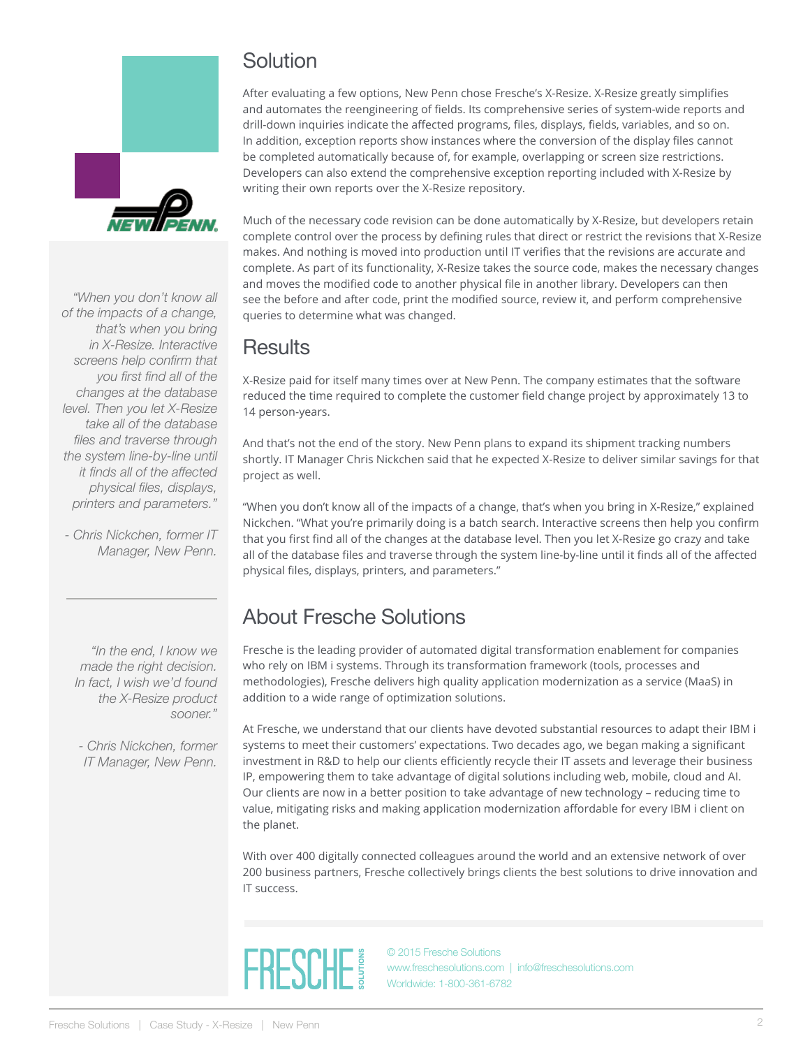## Solution

After evaluating a few options, New Penn chose Fresche's X-Resize. X-Resize greatly simplifies and automates the reengineering of fields. Its comprehensive series of system-wide reports and drill-down inquiries indicate the affected programs, files, displays, fields, variables, and so on. In addition, exception reports show instances where the conversion of the display files cannot be completed automatically because of, for example, overlapping or screen size restrictions. Developers can also extend the comprehensive exception reporting included with X-Resize by writing their own reports over the X-Resize repository.

Much of the necessary code revision can be done automatically by X-Resize, but developers retain complete control over the process by defining rules that direct or restrict the revisions that X-Resize makes. And nothing is moved into production until IT verifies that the revisions are accurate and complete. As part of its functionality, X-Resize takes the source code, makes the necessary changes and moves the modified code to another physical file in another library. Developers can then see the before and after code, print the modified source, review it, and perform comprehensive queries to determine what was changed.

## Results

X-Resize paid for itself many times over at New Penn. The company estimates that the software reduced the time required to complete the customer field change project by approximately 13 to 14 person-years.

And that's not the end of the story. New Penn plans to expand its shipment tracking numbers shortly. IT Manager Chris Nickchen said that he expected X-Resize to deliver similar savings for that project as well.

"When you don't know all of the impacts of a change, that's when you bring in X-Resize," explained Nickchen. "What you're primarily doing is a batch search. Interactive screens then help you confirm that you first find all of the changes at the database level. Then you let X-Resize go crazy and take all of the database files and traverse through the system line-by-line until it finds all of the affected physical files, displays, printers, and parameters."

*"When you don't know all of the impacts of a change, that's when you bring in X-Resize. Interactive screens help confirm that you first find all of the changes at the database level. Then you let X-Resize take all of the database files and traverse through the system line-by-line until it finds all of the affected physical files, displays, printers and parameters."*

*- Chris Nickchen, former IT Manager, New Penn.*

*"In the end, I know we made the right decision. In fact, I wish we'd found the X-Resize product sooner."*

*- Chris Nickchen, former IT Manager, New Penn.*

## About Fresche Solutions

Fresche is the leading provider of automated digital transformation enablement for companies who rely on IBM i systems. Through its transformation framework (tools, processes and methodologies), Fresche delivers high quality application modernization as a service (MaaS) in addition to a wide range of optimization solutions.

At Fresche, we understand that our clients have devoted substantial resources to adapt their IBM i systems to meet their customers' expectations. Two decades ago, we began making a significant investment in R&D to help our clients efficiently recycle their IT assets and leverage their business IP, empowering them to take advantage of digital solutions including web, mobile, cloud and AI. Our clients are now in a better position to take advantage of new technology – reducing time to value, mitigating risks and making application modernization affordable for every IBM i client on the planet.

With over 400 digitally connected colleagues around the world and an extensive network of over 200 business partners, Fresche collectively brings clients the best solutions to drive innovation and IT success.

FRESCHE SOLUTIONS

© 2015 Fresche Solutions
www.freschesolutions.com | info@freschesolutions.com
Worldwide: 1-800-361-6782